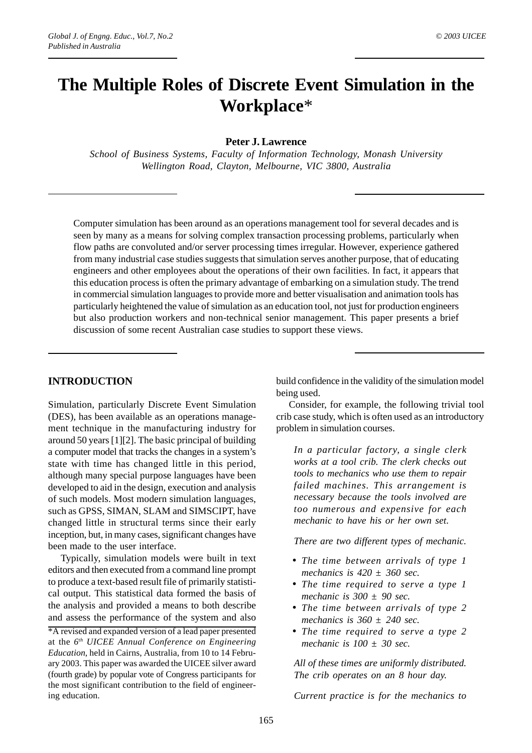# The Multiple Roles of Discrete Event Simulation in the Workplace*

**Peter J. Lawrence**

*School of Business Systems, Faculty of Information Technology, Monash University*
*Wellington Road, Clayton, Melbourne, VIC 3800, Australia*

Computer simulation has been around as an operations management tool for several decades and is seen by many as a means for solving complex transaction processing problems, particularly when flow paths are convoluted and/or server processing times irregular. However, experience gathered from many industrial case studies suggests that simulation serves another purpose, that of educating engineers and other employees about the operations of their own facilities. In fact, it appears that this education process is often the primary advantage of embarking on a simulation study. The trend in commercial simulation languages to provide more and better visualisation and animation tools has particularly heightened the value of simulation as an education tool, not just for production engineers but also production workers and non-technical senior management. This paper presents a brief discussion of some recent Australian case studies to support these views.

## INTRODUCTION

Simulation, particularly Discrete Event Simulation (DES), has been available as an operations management technique in the manufacturing industry for around 50 years [1][2]. The basic principal of building a computer model that tracks the changes in a system's state with time has changed little in this period, although many special purpose languages have been developed to aid in the design, execution and analysis of such models. Most modern simulation languages, such as GPSS, SIMAN, SLAM and SIMSCIPT, have changed little in structural terms since their early inception, but, in many cases, significant changes have been made to the user interface.

Typically, simulation models were built in text editors and then executed from a command line prompt to produce a text-based result file of primarily statistical output. This statistical data formed the basis of the analysis and provided a means to both describe and assess the performance of the system and also build confidence in the validity of the simulation model being used.

Consider, for example, the following trivial tool crib case study, which is often used as an introductory problem in simulation courses.

*In a particular factory, a single clerk works at a tool crib. The clerk checks out tools to mechanics who use them to repair failed machines. This arrangement is necessary because the tools involved are too numerous and expensive for each mechanic to have his or her own set.*

*There are two different types of mechanic.*

- *The time between arrivals of type 1 mechanics is $420 \pm 360$ sec.*
- *The time required to serve a type 1 mechanic is $300 \pm 90$ sec.*
- *The time between arrivals of type 2 mechanics is $360 \pm 240$ sec.*
- *The time required to serve a type 2 mechanic is $100 \pm 30$ sec.*

*All of these times are uniformly distributed. The crib operates on an 8 hour day.*

*Current practice is for the mechanics to*

*A revised and expanded version of a lead paper presented at the *6th UICEE Annual Conference on Engineering Education*, held in Cairns, Australia, from 10 to 14 February 2003. This paper was awarded the UICEE silver award (fourth grade) by popular vote of Congress participants for the most significant contribution to the field of engineering education.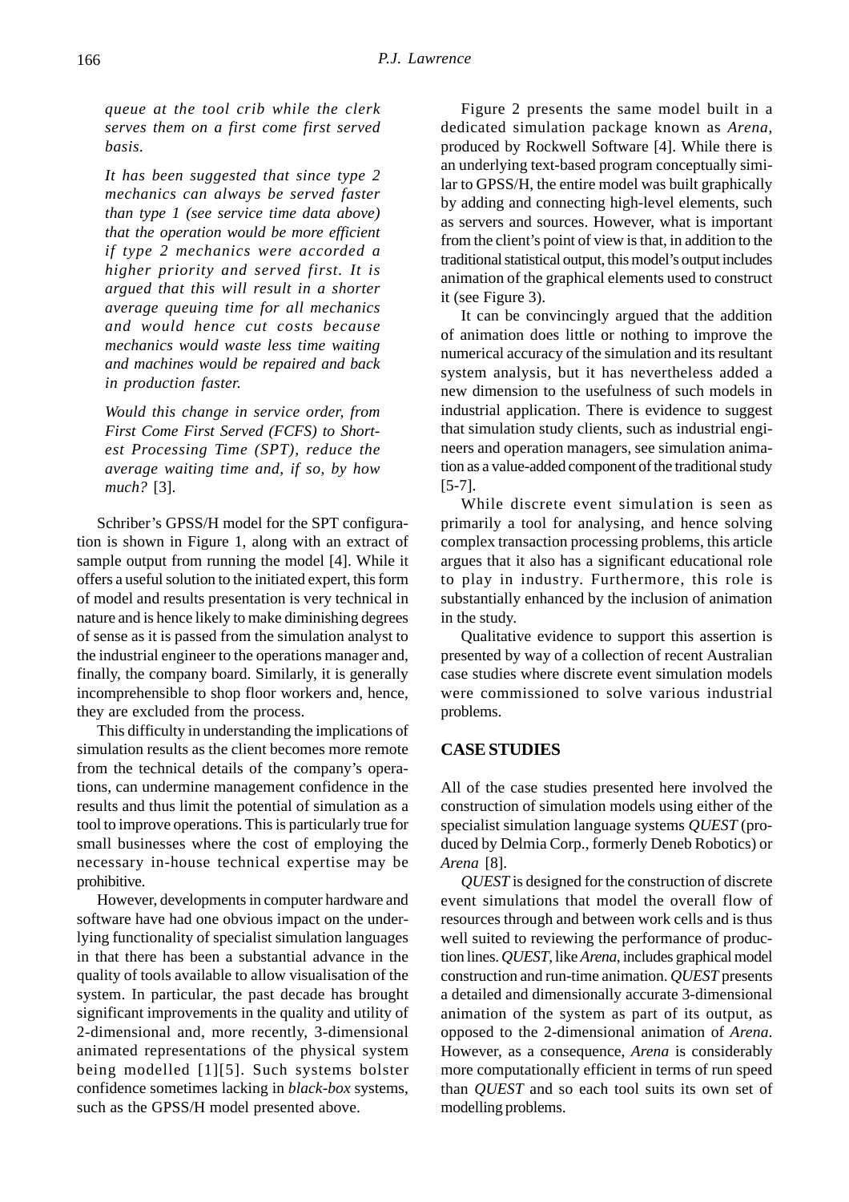*queue at the tool crib while the clerk serves them on a first come first served basis.*

*It has been suggested that since type 2 mechanics can always be served faster than type 1 (see service time data above) that the operation would be more efficient if type 2 mechanics were accorded a higher priority and served first. It is argued that this will result in a shorter average queuing time for all mechanics and would hence cut costs because mechanics would waste less time waiting and machines would be repaired and back in production faster.*

*Would this change in service order, from First Come First Served (FCFS) to Shortest Processing Time (SPT), reduce the average waiting time and, if so, by how much?* [3].

Schriber's GPSS/H model for the SPT configuration is shown in Figure 1, along with an extract of sample output from running the model [4]. While it offers a useful solution to the initiated expert, this form of model and results presentation is very technical in nature and is hence likely to make diminishing degrees of sense as it is passed from the simulation analyst to the industrial engineer to the operations manager and, finally, the company board. Similarly, it is generally incomprehensible to shop floor workers and, hence, they are excluded from the process.

This difficulty in understanding the implications of simulation results as the client becomes more remote from the technical details of the company's operations, can undermine management confidence in the results and thus limit the potential of simulation as a tool to improve operations. This is particularly true for small businesses where the cost of employing the necessary in-house technical expertise may be prohibitive.

However, developments in computer hardware and software have had one obvious impact on the underlying functionality of specialist simulation languages in that there has been a substantial advance in the quality of tools available to allow visualisation of the system. In particular, the past decade has brought significant improvements in the quality and utility of 2-dimensional and, more recently, 3-dimensional animated representations of the physical system being modelled [1][5]. Such systems bolster confidence sometimes lacking in *black-box* systems, such as the GPSS/H model presented above.

Figure 2 presents the same model built in a dedicated simulation package known as *Arena*, produced by Rockwell Software [4]. While there is an underlying text-based program conceptually similar to GPSS/H, the entire model was built graphically by adding and connecting high-level elements, such as servers and sources. However, what is important from the client's point of view is that, in addition to the traditional statistical output, this model's output includes animation of the graphical elements used to construct it (see Figure 3).

It can be convincingly argued that the addition of animation does little or nothing to improve the numerical accuracy of the simulation and its resultant system analysis, but it has nevertheless added a new dimension to the usefulness of such models in industrial application. There is evidence to suggest that simulation study clients, such as industrial engineers and operation managers, see simulation animation as a value-added component of the traditional study [5-7].

While discrete event simulation is seen as primarily a tool for analysing, and hence solving complex transaction processing problems, this article argues that it also has a significant educational role to play in industry. Furthermore, this role is substantially enhanced by the inclusion of animation in the study.

Qualitative evidence to support this assertion is presented by way of a collection of recent Australian case studies where discrete event simulation models were commissioned to solve various industrial problems.

## CASE STUDIES

All of the case studies presented here involved the construction of simulation models using either of the specialist simulation language systems *QUEST* (produced by Delmia Corp., formerly Deneb Robotics) or *Arena* [8].

*QUEST* is designed for the construction of discrete event simulations that model the overall flow of resources through and between work cells and is thus well suited to reviewing the performance of production lines. *QUEST*, like *Arena*, includes graphical model construction and run-time animation. *QUEST* presents a detailed and dimensionally accurate 3-dimensional animation of the system as part of its output, as opposed to the 2-dimensional animation of *Arena*. However, as a consequence, *Arena* is considerably more computationally efficient in terms of run speed than *QUEST* and so each tool suits its own set of modelling problems.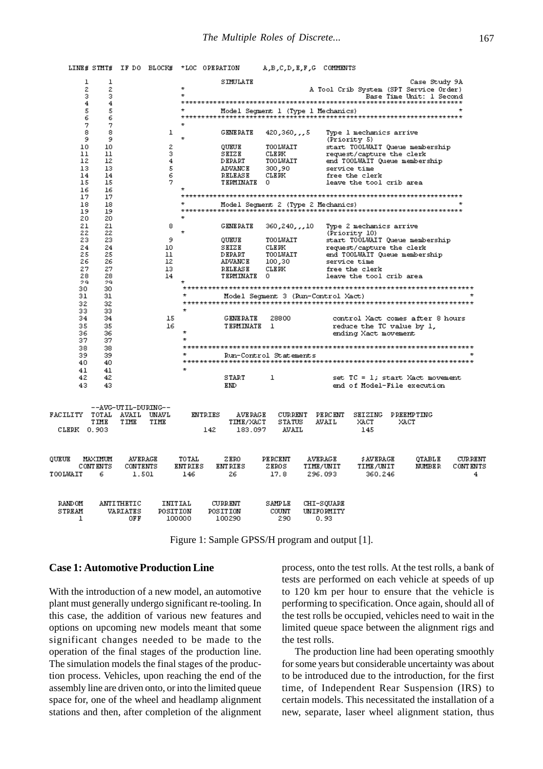```
LINE# STMT#  IF DO  BLOCK#  *LOC OPERATION     A,B,C,D,E,F,G  COMMENTS

   1     1                        SIMULATE                              Case Study 9A
   2     2                   *                           A Tool Crib System (SPT Service Order)
   3     3                   *                                         Base Time Unit: 1 Second
   4     4                   ********************************************************************
   5     5                   *       Model Segment 1 (Type 1 Mechanics)                          *
   6     6                   ********************************************************************
   7     7                   *
   8     8              1          GENERATE   420,360,,,5   Type 1 mechanics arrive
   9     9                   *                              (Priority 5)
  10    10              2          QUEUE      TOOLWAIT      start TOOLWAIT Queue membership
  11    11              3          SEIZE      CLERK         request/capture the clerk
  12    12              4          DEPART     TOOLWAIT      end TOOLWAIT Queue membership
  13    13              5          ADVANCE    300,90        service time
  14    14              6          RELEASE    CLERK         free the clerk
  15    15              7          TERMINATE  0             leave the tool crib area
  16    16                   *
  17    17                   ********************************************************************
  18    18                   *       Model Segment 2 (Type 2 Mechanics)                          *
  19    19                   ********************************************************************
  20    20                   *
  21    21              8          GENERATE   360,240,,,10  Type 2 mechanics arrive
  22    22                   *                              (Priority 10)
  23    23              9          QUEUE      TOOLWAIT      start TOOLWAIT Queue membership
  24    24             10          SEIZE      CLERK         request/capture the clerk
  25    25             11          DEPART     TOOLWAIT      end TOOLWAIT Queue membership
  26    26             12          ADVANCE    100,30        service time
  27    27             13          RELEASE    CLERK         free the clerk
  28    28             14          TERMINATE  0             leave the tool crib area
  29    29                   *
  30    30                   **********************************************************************
  31    31                   *       Model Segment 3 (Run-Control Xact)                            *
  32    32                   **********************************************************************
  33    33                   *
  34    34             15          GENERATE   28800          control Xact comes after 8 hours
  35    35             16          TERMINATE  1              reduce the TC value by 1,
  36    36                   *                               ending Xact movement
  37    37                   *
  38    38                   **********************************************************************
  39    39                   *       Run-Control Statements                                        *
  40    40                   **********************************************************************
  41    41                   *
  42    42                         START      1              set TC = 1; start Xact movement
  43    43                         END                       end of Model-File execution


           --AVG-UTIL-DURING--
FACILITY  TOTAL  AVAIL  UNAVL     ENTRIES    AVERAGE    CURRENT  PERCENT   SEIZING  PREEMPTING
          TIME   TIME   TIME                TIME/XACT   STATUS   AVAIL     XACT     XACT
 CLERK   0.903                      142      183.097     AVAIL              145


QUEUE     MAXIMUM    AVERAGE    TOTAL     ZERO     PERCENT    AVERAGE    $AVERAGE    QTABLE    CURRENT
          CONTENTS   CONTENTS   ENTRIES   ENTRIES  ZEROS      TIME/UNIT  TIME/UNIT   NUMBER    CONTENTS
TOOLWAIT     6        1.501      146       26       17.8      296.093     360.246                  4


 RANDOM    ANTITHETIC    INITIAL    CURRENT    SAMPLE   CHI-SQUARE
 STREAM     VARIATES     POSITION   POSITION   COUNT    UNIFORMITY
    1          OFF        100000     100290     290       0.93
```

Figure 1: Sample GPSS/H program and output [1].

## Case 1: Automotive Production Line

With the introduction of a new model, an automotive plant must generally undergo significant re-tooling. In this case, the addition of various new features and options on upcoming new models meant that some significant changes needed to be made to the operation of the final stages of the production line. The simulation models the final stages of the production process. Vehicles, upon reaching the end of the assembly line are driven onto, or into the limited queue space for, one of the wheel and headlamp alignment stations and then, after completion of the alignment process, onto the test rolls. At the test rolls, a bank of tests are performed on each vehicle at speeds of up to 120 km per hour to ensure that the vehicle is performing to specification. Once again, should all of the test rolls be occupied, vehicles need to wait in the limited queue space between the alignment rigs and the test rolls.

The production line had been operating smoothly for some years but considerable uncertainty was about to be introduced due to the introduction, for the first time, of Independent Rear Suspension (IRS) to certain models. This necessitated the installation of a new, separate, laser wheel alignment station, thus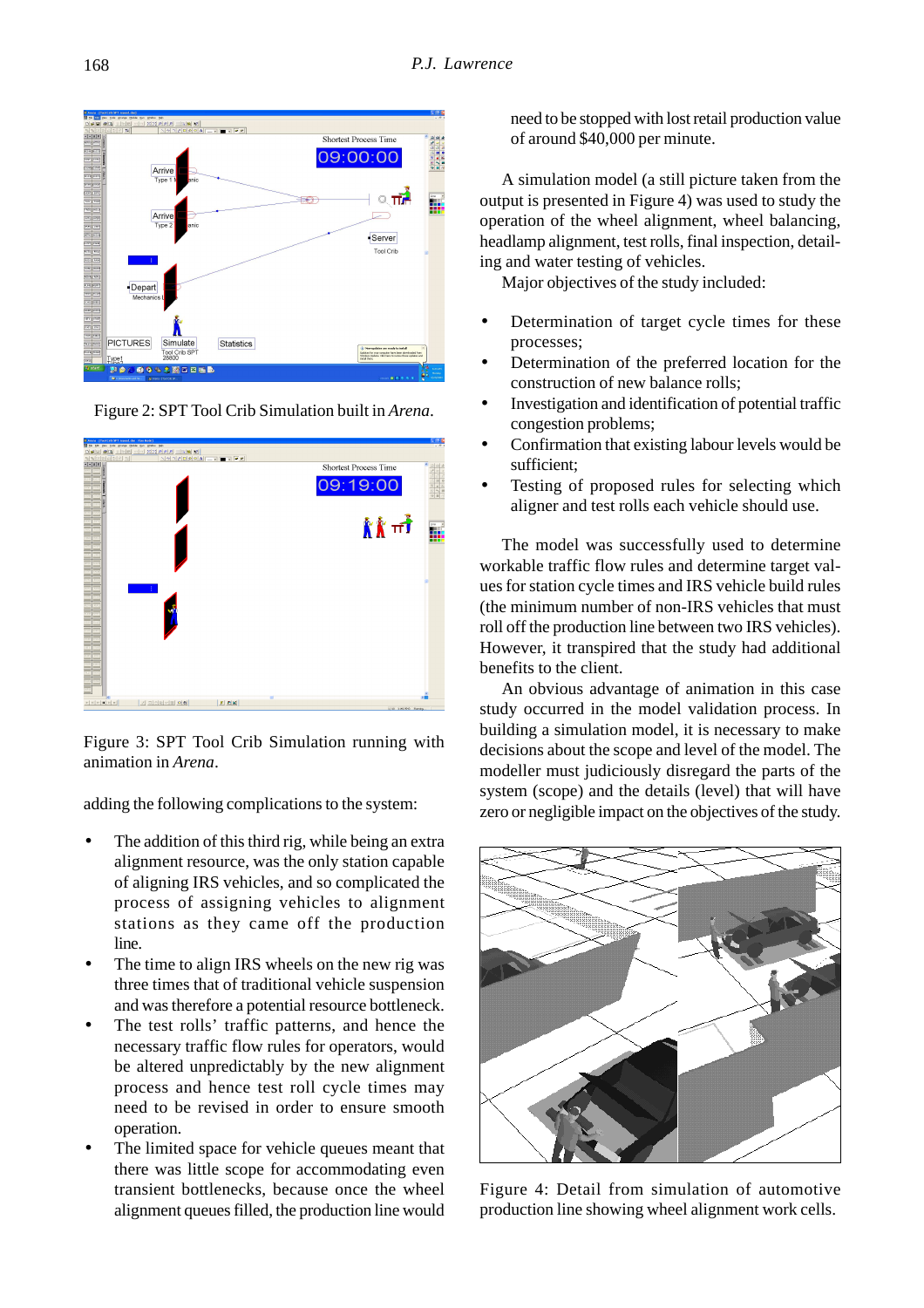Figure 2: SPT Tool Crib Simulation built in *Arena*.

Figure 3: SPT Tool Crib Simulation running with animation in *Arena*.

adding the following complications to the system:

- The addition of this third rig, while being an extra alignment resource, was the only station capable of aligning IRS vehicles, and so complicated the process of assigning vehicles to alignment stations as they came off the production line.
- The time to align IRS wheels on the new rig was three times that of traditional vehicle suspension and was therefore a potential resource bottleneck.
- The test rolls' traffic patterns, and hence the necessary traffic flow rules for operators, would be altered unpredictably by the new alignment process and hence test roll cycle times may need to be revised in order to ensure smooth operation.
- The limited space for vehicle queues meant that there was little scope for accommodating even transient bottlenecks, because once the wheel alignment queues filled, the production line would need to be stopped with lost retail production value of around $40,000 per minute.

A simulation model (a still picture taken from the output is presented in Figure 4) was used to study the operation of the wheel alignment, wheel balancing, headlamp alignment, test rolls, final inspection, detailing and water testing of vehicles.

Major objectives of the study included:

- Determination of target cycle times for these processes;
- Determination of the preferred location for the construction of new balance rolls;
- Investigation and identification of potential traffic congestion problems;
- Confirmation that existing labour levels would be sufficient;
- Testing of proposed rules for selecting which aligner and test rolls each vehicle should use.

The model was successfully used to determine workable traffic flow rules and determine target values for station cycle times and IRS vehicle build rules (the minimum number of non-IRS vehicles that must roll off the production line between two IRS vehicles). However, it transpired that the study had additional benefits to the client.

An obvious advantage of animation in this case study occurred in the model validation process. In building a simulation model, it is necessary to make decisions about the scope and level of the model. The modeller must judiciously disregard the parts of the system (scope) and the details (level) that will have zero or negligible impact on the objectives of the study.

Figure 4: Detail from simulation of automotive production line showing wheel alignment work cells.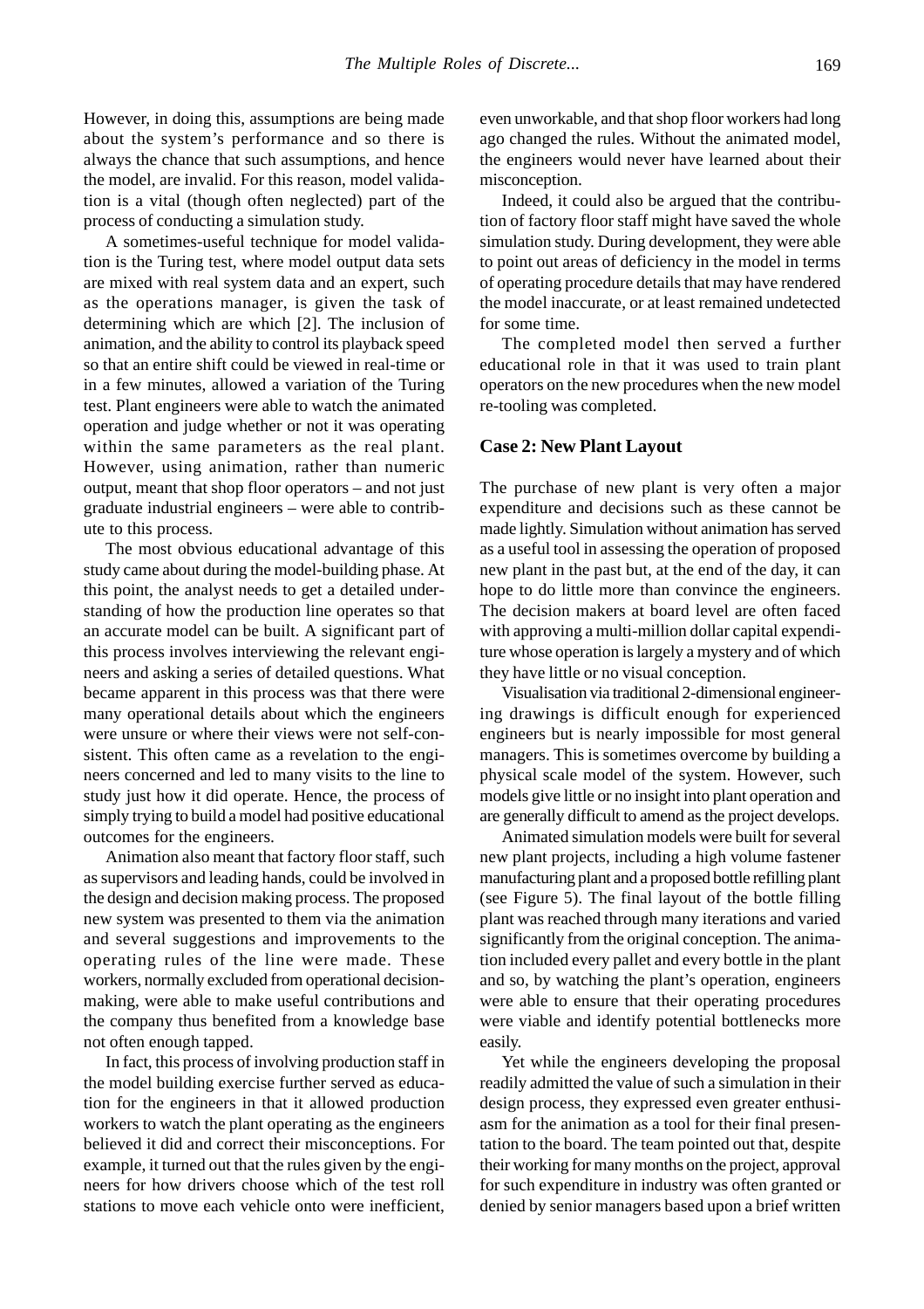However, in doing this, assumptions are being made about the system's performance and so there is always the chance that such assumptions, and hence the model, are invalid. For this reason, model validation is a vital (though often neglected) part of the process of conducting a simulation study.

A sometimes-useful technique for model validation is the Turing test, where model output data sets are mixed with real system data and an expert, such as the operations manager, is given the task of determining which are which [2]. The inclusion of animation, and the ability to control its playback speed so that an entire shift could be viewed in real-time or in a few minutes, allowed a variation of the Turing test. Plant engineers were able to watch the animated operation and judge whether or not it was operating within the same parameters as the real plant. However, using animation, rather than numeric output, meant that shop floor operators – and not just graduate industrial engineers – were able to contribute to this process.

The most obvious educational advantage of this study came about during the model-building phase. At this point, the analyst needs to get a detailed understanding of how the production line operates so that an accurate model can be built. A significant part of this process involves interviewing the relevant engineers and asking a series of detailed questions. What became apparent in this process was that there were many operational details about which the engineers were unsure or where their views were not self-consistent. This often came as a revelation to the engineers concerned and led to many visits to the line to study just how it did operate. Hence, the process of simply trying to build a model had positive educational outcomes for the engineers.

Animation also meant that factory floor staff, such as supervisors and leading hands, could be involved in the design and decision making process. The proposed new system was presented to them via the animation and several suggestions and improvements to the operating rules of the line were made. These workers, normally excluded from operational decision-making, were able to make useful contributions and the company thus benefited from a knowledge base not often enough tapped.

In fact, this process of involving production staff in the model building exercise further served as education for the engineers in that it allowed production workers to watch the plant operating as the engineers believed it did and correct their misconceptions. For example, it turned out that the rules given by the engineers for how drivers choose which of the test roll stations to move each vehicle onto were inefficient, even unworkable, and that shop floor workers had long ago changed the rules. Without the animated model, the engineers would never have learned about their misconception.

Indeed, it could also be argued that the contribution of factory floor staff might have saved the whole simulation study. During development, they were able to point out areas of deficiency in the model in terms of operating procedure details that may have rendered the model inaccurate, or at least remained undetected for some time.

The completed model then served a further educational role in that it was used to train plant operators on the new procedures when the new model re-tooling was completed.

### Case 2: New Plant Layout

The purchase of new plant is very often a major expenditure and decisions such as these cannot be made lightly. Simulation without animation has served as a useful tool in assessing the operation of proposed new plant in the past but, at the end of the day, it can hope to do little more than convince the engineers. The decision makers at board level are often faced with approving a multi-million dollar capital expenditure whose operation is largely a mystery and of which they have little or no visual conception.

Visualisation via traditional 2-dimensional engineering drawings is difficult enough for experienced engineers but is nearly impossible for most general managers. This is sometimes overcome by building a physical scale model of the system. However, such models give little or no insight into plant operation and are generally difficult to amend as the project develops.

Animated simulation models were built for several new plant projects, including a high volume fastener manufacturing plant and a proposed bottle refilling plant (see Figure 5). The final layout of the bottle filling plant was reached through many iterations and varied significantly from the original conception. The animation included every pallet and every bottle in the plant and so, by watching the plant's operation, engineers were able to ensure that their operating procedures were viable and identify potential bottlenecks more easily.

Yet while the engineers developing the proposal readily admitted the value of such a simulation in their design process, they expressed even greater enthusiasm for the animation as a tool for their final presentation to the board. The team pointed out that, despite their working for many months on the project, approval for such expenditure in industry was often granted or denied by senior managers based upon a brief written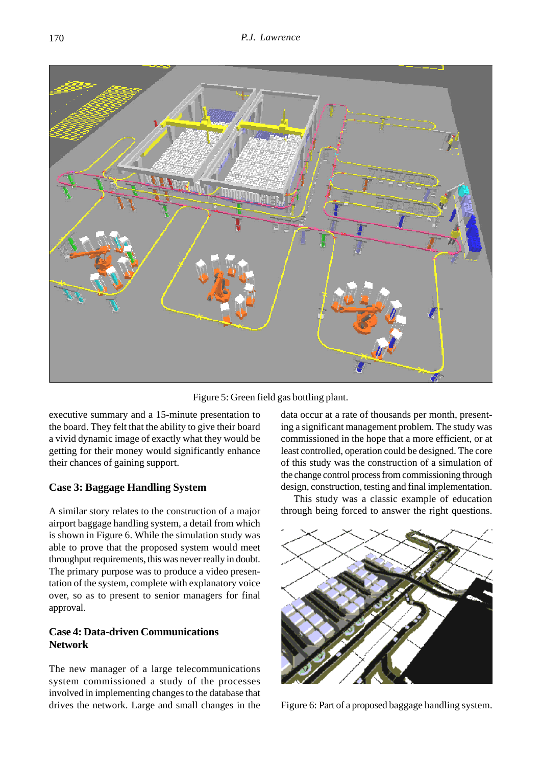Figure 5: Green field gas bottling plant.

executive summary and a 15-minute presentation to the board. They felt that the ability to give their board a vivid dynamic image of exactly what they would be getting for their money would significantly enhance their chances of gaining support.

## Case 3: Baggage Handling System

A similar story relates to the construction of a major airport baggage handling system, a detail from which is shown in Figure 6. While the simulation study was able to prove that the proposed system would meet throughput requirements, this was never really in doubt. The primary purpose was to produce a video presentation of the system, complete with explanatory voice over, so as to present to senior managers for final approval.

## Case 4: Data-driven Communications Network

The new manager of a large telecommunications system commissioned a study of the processes involved in implementing changes to the database that drives the network. Large and small changes in the data occur at a rate of thousands per month, presenting a significant management problem. The study was commissioned in the hope that a more efficient, or at least controlled, operation could be designed. The core of this study was the construction of a simulation of the change control process from commissioning through design, construction, testing and final implementation.

This study was a classic example of education through being forced to answer the right questions.

Figure 6: Part of a proposed baggage handling system.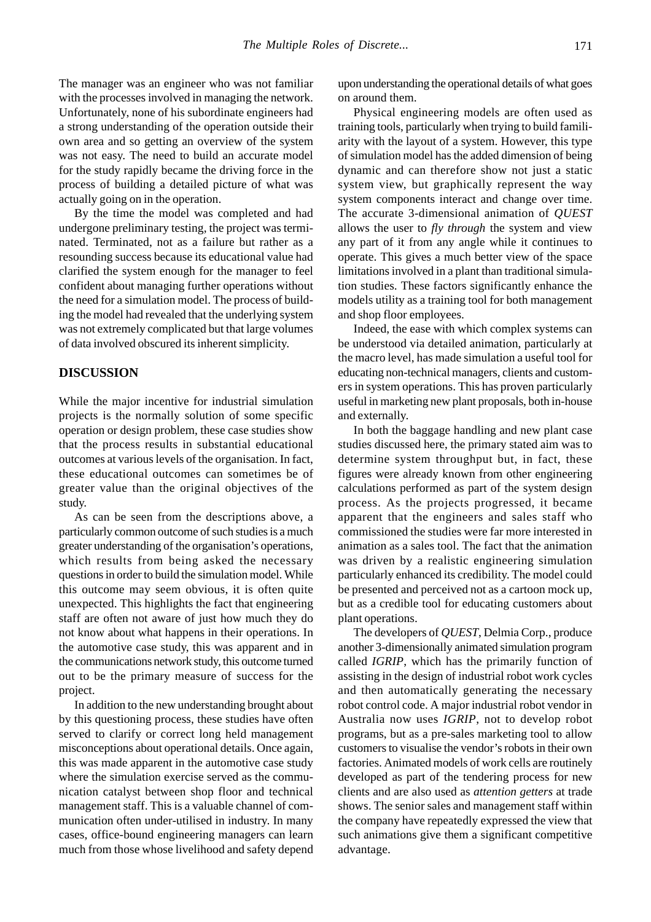The manager was an engineer who was not familiar with the processes involved in managing the network. Unfortunately, none of his subordinate engineers had a strong understanding of the operation outside their own area and so getting an overview of the system was not easy. The need to build an accurate model for the study rapidly became the driving force in the process of building a detailed picture of what was actually going on in the operation.

By the time the model was completed and had undergone preliminary testing, the project was terminated. Terminated, not as a failure but rather as a resounding success because its educational value had clarified the system enough for the manager to feel confident about managing further operations without the need for a simulation model. The process of building the model had revealed that the underlying system was not extremely complicated but that large volumes of data involved obscured its inherent simplicity.

## DISCUSSION

While the major incentive for industrial simulation projects is the normally solution of some specific operation or design problem, these case studies show that the process results in substantial educational outcomes at various levels of the organisation. In fact, these educational outcomes can sometimes be of greater value than the original objectives of the study.

As can be seen from the descriptions above, a particularly common outcome of such studies is a much greater understanding of the organisation's operations, which results from being asked the necessary questions in order to build the simulation model. While this outcome may seem obvious, it is often quite unexpected. This highlights the fact that engineering staff are often not aware of just how much they do not know about what happens in their operations. In the automotive case study, this was apparent and in the communications network study, this outcome turned out to be the primary measure of success for the project.

In addition to the new understanding brought about by this questioning process, these studies have often served to clarify or correct long held management misconceptions about operational details. Once again, this was made apparent in the automotive case study where the simulation exercise served as the communication catalyst between shop floor and technical management staff. This is a valuable channel of communication often under-utilised in industry. In many cases, office-bound engineering managers can learn much from those whose livelihood and safety depend upon understanding the operational details of what goes on around them.

Physical engineering models are often used as training tools, particularly when trying to build familiarity with the layout of a system. However, this type of simulation model has the added dimension of being dynamic and can therefore show not just a static system view, but graphically represent the way system components interact and change over time. The accurate 3-dimensional animation of *QUEST* allows the user to *fly through* the system and view any part of it from any angle while it continues to operate. This gives a much better view of the space limitations involved in a plant than traditional simulation studies. These factors significantly enhance the models utility as a training tool for both management and shop floor employees.

Indeed, the ease with which complex systems can be understood via detailed animation, particularly at the macro level, has made simulation a useful tool for educating non-technical managers, clients and customers in system operations. This has proven particularly useful in marketing new plant proposals, both in-house and externally.

In both the baggage handling and new plant case studies discussed here, the primary stated aim was to determine system throughput but, in fact, these figures were already known from other engineering calculations performed as part of the system design process. As the projects progressed, it became apparent that the engineers and sales staff who commissioned the studies were far more interested in animation as a sales tool. The fact that the animation was driven by a realistic engineering simulation particularly enhanced its credibility. The model could be presented and perceived not as a cartoon mock up, but as a credible tool for educating customers about plant operations.

The developers of *QUEST*, Delmia Corp., produce another 3-dimensionally animated simulation program called *IGRIP*, which has the primarily function of assisting in the design of industrial robot work cycles and then automatically generating the necessary robot control code. A major industrial robot vendor in Australia now uses *IGRIP*, not to develop robot programs, but as a pre-sales marketing tool to allow customers to visualise the vendor's robots in their own factories. Animated models of work cells are routinely developed as part of the tendering process for new clients and are also used as *attention getters* at trade shows. The senior sales and management staff within the company have repeatedly expressed the view that such animations give them a significant competitive advantage.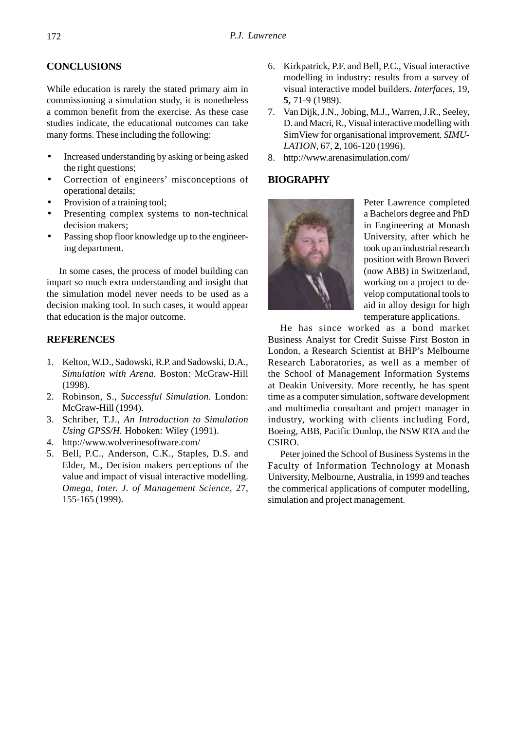## CONCLUSIONS

While education is rarely the stated primary aim in commissioning a simulation study, it is nonetheless a common benefit from the exercise. As these case studies indicate, the educational outcomes can take many forms. These including the following:

- Increased understanding by asking or being asked the right questions;
- Correction of engineers' misconceptions of operational details;
- Provision of a training tool;
- Presenting complex systems to non-technical decision makers;
- Passing shop floor knowledge up to the engineering department.

In some cases, the process of model building can impart so much extra understanding and insight that the simulation model never needs to be used as a decision making tool. In such cases, it would appear that education is the major outcome.

## REFERENCES

1. Kelton, W.D., Sadowski, R.P. and Sadowski, D.A., *Simulation with Arena.* Boston: McGraw-Hill (1998).
2. Robinson, S., *Successful Simulation.* London: McGraw-Hill (1994).
3. Schriber, T.J., *An Introduction to Simulation Using GPSS/H.* Hoboken: Wiley (1991).
4. http://www.wolverinesoftware.com/
5. Bell, P.C., Anderson, C.K., Staples, D.S. and Elder, M., Decision makers perceptions of the value and impact of visual interactive modelling. *Omega, Inter. J. of Management Science*, 27, 155-165 (1999).
6. Kirkpatrick, P.F. and Bell, P.C., Visual interactive modelling in industry: results from a survey of visual interactive model builders. *Interfaces*, 19, **5,** 71-9 (1989).
7. Van Dijk, J.N., Jobing, M.J., Warren, J.R., Seeley, D. and Macri, R., Visual interactive modelling with SimView for organisational improvement. *SIMULATION*, 67, **2**, 106-120 (1996).
8. http://www.arenasimulation.com/

## BIOGRAPHY

Peter Lawrence completed a Bachelors degree and PhD in Engineering at Monash University, after which he took up an industrial research position with Brown Boveri (now ABB) in Switzerland, working on a project to develop computational tools to aid in alloy design for high temperature applications.

He has since worked as a bond market Business Analyst for Credit Suisse First Boston in London, a Research Scientist at BHP's Melbourne Research Laboratories, as well as a member of the School of Management Information Systems at Deakin University. More recently, he has spent time as a computer simulation, software development and multimedia consultant and project manager in industry, working with clients including Ford, Boeing, ABB, Pacific Dunlop, the NSW RTA and the CSIRO.

Peter joined the School of Business Systems in the Faculty of Information Technology at Monash University, Melbourne, Australia, in 1999 and teaches the commerical applications of computer modelling, simulation and project management.